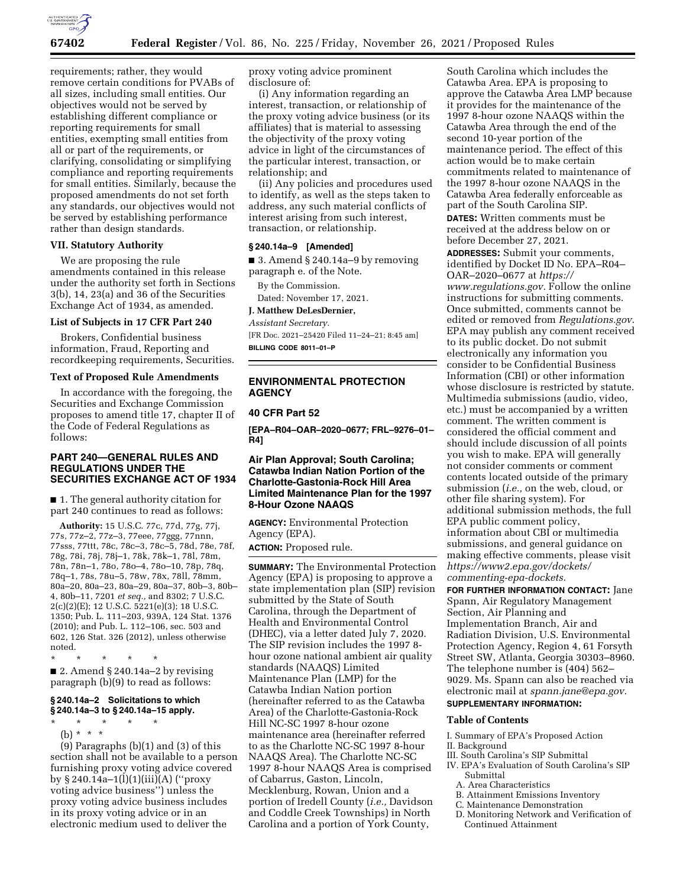requirements; rather, they would remove certain conditions for PVABs of all sizes, including small entities. Our objectives would not be served by establishing different compliance or reporting requirements for small entities, exempting small entities from all or part of the requirements, or clarifying, consolidating or simplifying compliance and reporting requirements for small entities. Similarly, because the proposed amendments do not set forth any standards, our objectives would not be served by establishing performance rather than design standards.

### VII. Statutory Authority

We are proposing the rule amendments contained in this release under the authority set forth in Sections 3(b), 14, 23(a) and 36 of the Securities Exchange Act of 1934, as amended.

### List of Subjects in 17 CFR Part 240

Brokers, Confidential business information, Fraud, Reporting and recordkeeping requirements, Securities.

### Text of Proposed Rule Amendments

In accordance with the foregoing, the Securities and Exchange Commission proposes to amend title 17, chapter II of the Code of Federal Regulations as follows:

## PART 240—GENERAL RULES AND REGULATIONS UNDER THE SECURITIES EXCHANGE ACT OF 1934

■ 1. The general authority citation for part 240 continues to read as follows:

**Authority:** 15 U.S.C. 77c, 77d, 77g, 77j, 77s, 77z–2, 77z–3, 77eee, 77ggg, 77nnn, 77sss, 77ttt, 78c, 78c–3, 78c–5, 78d, 78e, 78f, 78g, 78i, 78j, 78j–1, 78k, 78k–1, 78l, 78m, 78n, 78n–1, 78o, 78o–4, 78o–10, 78p, 78q, 78q–1, 78s, 78u–5, 78w, 78x, 78ll, 78mm, 80a–20, 80a–23, 80a–29, 80a–37, 80b–3, 80b–4, 80b–11, 7201 *et seq.,* and 8302; 7 U.S.C. 2(c)(2)(E); 12 U.S.C. 5221(e)(3); 18 U.S.C. 1350; Pub. L. 111–203, 939A, 124 Stat. 1376 (2010); and Pub. L. 112–106, sec. 503 and 602, 126 Stat. 326 (2012), unless otherwise noted.

\* \* \* \* \*

■ 2. Amend § 240.14a–2 by revising paragraph (b)(9) to read as follows:

**§ 240.14a–2 Solicitations to which § 240.14a–3 to § 240.14a–15 apply.**

\* \* \* \* \*

(b) \* \* \*

(9) Paragraphs (b)(1) and (3) of this section shall not be available to a person furnishing proxy voting advice covered by § 240.14a–1(l)(1)(iii)(A) (''proxy voting advice business'') unless the proxy voting advice business includes in its proxy voting advice or in an electronic medium used to deliver the proxy voting advice prominent disclosure of:

(i) Any information regarding an interest, transaction, or relationship of the proxy voting advice business (or its affiliates) that is material to assessing the objectivity of the proxy voting advice in light of the circumstances of the particular interest, transaction, or relationship; and

(ii) Any policies and procedures used to identify, as well as the steps taken to address, any such material conflicts of interest arising from such interest, transaction, or relationship.

**§ 240.14a–9 [Amended]**

■ 3. Amend § 240.14a–9 by removing paragraph e. of the Note.

By the Commission.

Dated: November 17, 2021.

**J. Matthew DeLesDernier,**

*Assistant Secretary.*

[FR Doc. 2021–25420 Filed 11–24–21; 8:45 am]

**BILLING CODE 8011–01–P**

## ENVIRONMENTAL PROTECTION AGENCY

### 40 CFR Part 52

**[EPA–R04–OAR–2020–0677; FRL–9276–01–R4]**

### Air Plan Approval; South Carolina; Catawba Indian Nation Portion of the Charlotte-Gastonia-Rock Hill Area Limited Maintenance Plan for the 1997 8-Hour Ozone NAAQS

**AGENCY:** Environmental Protection Agency (EPA).

**ACTION:** Proposed rule.

**SUMMARY:** The Environmental Protection Agency (EPA) is proposing to approve a state implementation plan (SIP) revision submitted by the State of South Carolina, through the Department of Health and Environmental Control (DHEC), via a letter dated July 7, 2020. The SIP revision includes the 1997 8-hour ozone national ambient air quality standards (NAAQS) Limited Maintenance Plan (LMP) for the Catawba Indian Nation portion (hereinafter referred to as the Catawba Area) of the Charlotte-Gastonia-Rock Hill NC-SC 1997 8-hour ozone maintenance area (hereinafter referred to as the Charlotte NC-SC 1997 8-hour NAAQS Area). The Charlotte NC-SC 1997 8-hour NAAQS Area is comprised of Cabarrus, Gaston, Lincoln, Mecklenburg, Rowan, Union and a portion of Iredell County (*i.e.,* Davidson and Coddle Creek Townships) in North Carolina and a portion of York County, South Carolina which includes the Catawba Area. EPA is proposing to approve the Catawba Area LMP because it provides for the maintenance of the 1997 8-hour ozone NAAQS within the Catawba Area through the end of the second 10-year portion of the maintenance period. The effect of this action would be to make certain commitments related to maintenance of the 1997 8-hour ozone NAAQS in the Catawba Area federally enforceable as part of the South Carolina SIP.

**DATES:** Written comments must be received at the address below on or before December 27, 2021.

**ADDRESSES:** Submit your comments, identified by Docket ID No. EPA–R04–OAR–2020–0677 at *https://www.regulations.gov.* Follow the online instructions for submitting comments. Once submitted, comments cannot be edited or removed from *Regulations.gov*. EPA may publish any comment received to its public docket. Do not submit electronically any information you consider to be Confidential Business Information (CBI) or other information whose disclosure is restricted by statute. Multimedia submissions (audio, video, etc.) must be accompanied by a written comment. The written comment is considered the official comment and should include discussion of all points you wish to make. EPA will generally not consider comments or comment contents located outside of the primary submission (*i.e.,* on the web, cloud, or other file sharing system). For additional submission methods, the full EPA public comment policy, information about CBI or multimedia submissions, and general guidance on making effective comments, please visit *https://www2.epa.gov/dockets/commenting-epa-dockets.*

**FOR FURTHER INFORMATION CONTACT:** Jane Spann, Air Regulatory Management Section, Air Planning and Implementation Branch, Air and Radiation Division, U.S. Environmental Protection Agency, Region 4, 61 Forsyth Street SW, Atlanta, Georgia 30303–8960. The telephone number is (404) 562–9029. Ms. Spann can also be reached via electronic mail at *spann.jane@epa.gov.*

**SUPPLEMENTARY INFORMATION:**

### Table of Contents

I. Summary of EPA's Proposed Action
II. Background
III. South Carolina's SIP Submittal
IV. EPA's Evaluation of South Carolina's SIP Submittal
  A. Area Characteristics
  B. Attainment Emissions Inventory
  C. Maintenance Demonstration
  D. Monitoring Network and Verification of Continued Attainment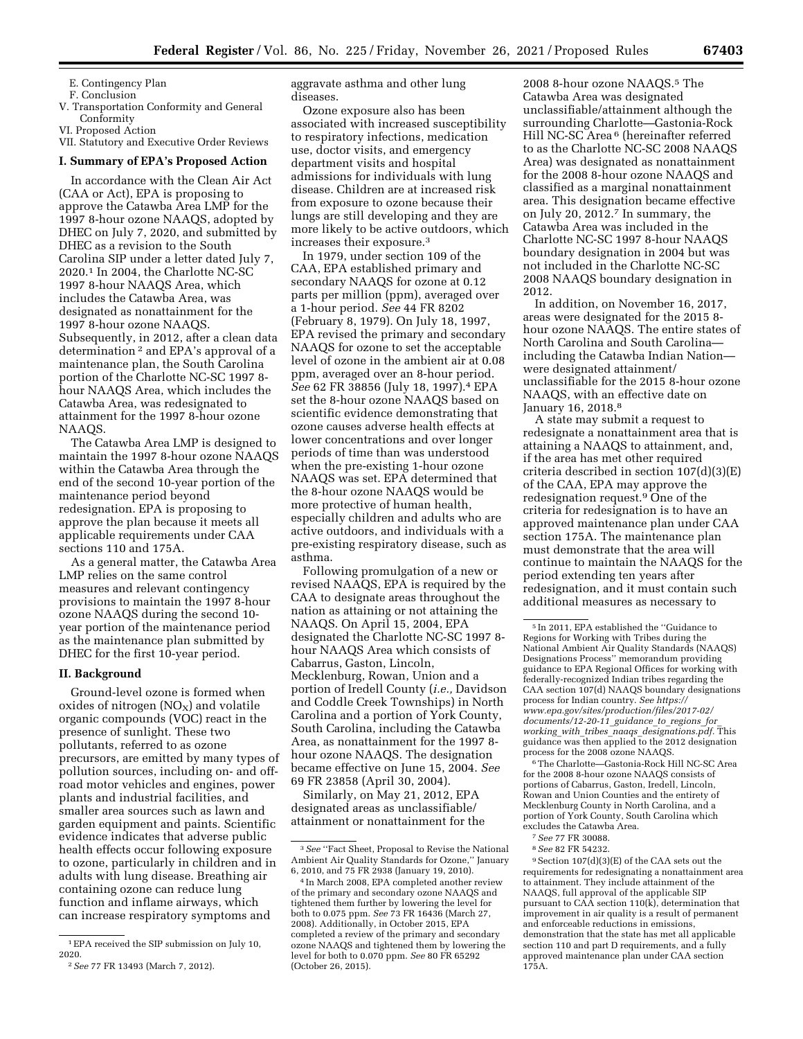E. Contingency Plan
F. Conclusion

V. Transportation Conformity and General Conformity

VI. Proposed Action

VII. Statutory and Executive Order Reviews

## I. Summary of EPA's Proposed Action

In accordance with the Clean Air Act (CAA or Act), EPA is proposing to approve the Catawba Area LMP for the 1997 8-hour ozone NAAQS, adopted by DHEC on July 7, 2020, and submitted by DHEC as a revision to the South Carolina SIP under a letter dated July 7, 2020.[1] In 2004, the Charlotte NC-SC 1997 8-hour NAAQS Area, which includes the Catawba Area, was designated as nonattainment for the 1997 8-hour ozone NAAQS. Subsequently, in 2012, after a clean data determination [2] and EPA's approval of a maintenance plan, the South Carolina portion of the Charlotte NC-SC 1997 8-hour NAAQS Area, which includes the Catawba Area, was redesignated to attainment for the 1997 8-hour ozone NAAQS.

The Catawba Area LMP is designed to maintain the 1997 8-hour ozone NAAQS within the Catawba Area through the end of the second 10-year portion of the maintenance period beyond redesignation. EPA is proposing to approve the plan because it meets all applicable requirements under CAA sections 110 and 175A.

As a general matter, the Catawba Area LMP relies on the same control measures and relevant contingency provisions to maintain the 1997 8-hour ozone NAAQS during the second 10-year portion of the maintenance period as the maintenance plan submitted by DHEC for the first 10-year period.

## II. Background

Ground-level ozone is formed when oxides of nitrogen ($NO_X$) and volatile organic compounds (VOC) react in the presence of sunlight. These two pollutants, referred to as ozone precursors, are emitted by many types of pollution sources, including on- and off-road motor vehicles and engines, power plants and industrial facilities, and smaller area sources such as lawn and garden equipment and paints. Scientific evidence indicates that adverse public health effects occur following exposure to ozone, particularly in children and in adults with lung disease. Breathing air containing ozone can reduce lung function and inflame airways, which can increase respiratory symptoms and aggravate asthma and other lung diseases.

Ozone exposure also has been associated with increased susceptibility to respiratory infections, medication use, doctor visits, and emergency department visits and hospital admissions for individuals with lung disease. Children are at increased risk from exposure to ozone because their lungs are still developing and they are more likely to be active outdoors, which increases their exposure.[3]

In 1979, under section 109 of the CAA, EPA established primary and secondary NAAQS for ozone at 0.12 parts per million (ppm), averaged over a 1-hour period. *See* 44 FR 8202 (February 8, 1979). On July 18, 1997, EPA revised the primary and secondary NAAQS for ozone to set the acceptable level of ozone in the ambient air at 0.08 ppm, averaged over an 8-hour period. *See* 62 FR 38856 (July 18, 1997).[4] EPA set the 8-hour ozone NAAQS based on scientific evidence demonstrating that ozone causes adverse health effects at lower concentrations and over longer periods of time than was understood when the pre-existing 1-hour ozone NAAQS was set. EPA determined that the 8-hour ozone NAAQS would be more protective of human health, especially children and adults who are active outdoors, and individuals with a pre-existing respiratory disease, such as asthma.

Following promulgation of a new or revised NAAQS, EPA is required by the CAA to designate areas throughout the nation as attaining or not attaining the NAAQS. On April 15, 2004, EPA designated the Charlotte NC-SC 1997 8-hour NAAQS Area which consists of Cabarrus, Gaston, Lincoln, Mecklenburg, Rowan, Union and a portion of Iredell County (*i.e.,* Davidson and Coddle Creek Townships) in North Carolina and a portion of York County, South Carolina, including the Catawba Area, as nonattainment for the 1997 8-hour ozone NAAQS. The designation became effective on June 15, 2004. *See* 69 FR 23858 (April 30, 2004).

Similarly, on May 21, 2012, EPA designated areas as unclassifiable/attainment or nonattainment for the 2008 8-hour ozone NAAQS.[5] The Catawba Area was designated unclassifiable/attainment although the surrounding Charlotte—Gastonia-Rock Hill NC-SC Area [6] (hereinafter referred to as the Charlotte NC-SC 2008 NAAQS Area) was designated as nonattainment for the 2008 8-hour ozone NAAQS and classified as a marginal nonattainment area. This designation became effective on July 20, 2012.[7] In summary, the Catawba Area was included in the Charlotte NC-SC 1997 8-hour NAAQS boundary designation in 2004 but was not included in the Charlotte NC-SC 2008 NAAQS boundary designation in 2012.

In addition, on November 16, 2017, areas were designated for the 2015 8-hour ozone NAAQS. The entire states of North Carolina and South Carolina—including the Catawba Indian Nation—were designated attainment/unclassifiable for the 2015 8-hour ozone NAAQS, with an effective date on January 16, 2018.[8]

A state may submit a request to redesignate a nonattainment area that is attaining a NAAQS to attainment, and, if the area has met other required criteria described in section 107(d)(3)(E) of the CAA, EPA may approve the redesignation request.[9] One of the criteria for redesignation is to have an approved maintenance plan under CAA section 175A. The maintenance plan must demonstrate that the area will continue to maintain the NAAQS for the period extending ten years after redesignation, and it must contain such additional measures as necessary to

---

[1] EPA received the SIP submission on July 10, 2020.

[2] *See* 77 FR 13493 (March 7, 2012).

[3] *See* "Fact Sheet, Proposal to Revise the National Ambient Air Quality Standards for Ozone," January 6, 2010, and 75 FR 2938 (January 19, 2010).

[4] In March 2008, EPA completed another review of the primary and secondary ozone NAAQS and tightened them further by lowering the level for both to 0.075 ppm. *See* 73 FR 16436 (March 27, 2008). Additionally, in October 2015, EPA completed a review of the primary and secondary ozone NAAQS and tightened them by lowering the level for both to 0.070 ppm. *See* 80 FR 65292 (October 26, 2015).

[5] In 2011, EPA established the "Guidance to Regions for Working with Tribes during the National Ambient Air Quality Standards (NAAQS) Designations Process" memorandum providing guidance to EPA Regional Offices for working with federally-recognized Indian tribes regarding the CAA section 107(d) NAAQS boundary designations process for Indian country. *See https://www.epa.gov/sites/production/files/2017-02/documents/12-20-11_guidance_to_regions_for_working_with_tribes_naaqs_designations.pdf.* This guidance was then applied to the 2012 designation process for the 2008 ozone NAAQS.

[6] The Charlotte—Gastonia-Rock Hill NC-SC Area for the 2008 8-hour ozone NAAQS consists of portions of Cabarrus, Gaston, Iredell, Lincoln, Rowan and Union Counties and the entirety of Mecklenburg County in North Carolina, and a portion of York County, South Carolina which excludes the Catawba Area.

[7] *See* 77 FR 30088.

[8] *See* 82 FR 54232.

[9] Section 107(d)(3)(E) of the CAA sets out the requirements for redesignating a nonattainment area to attainment. They include attainment of the NAAQS, full approval of the applicable SIP pursuant to CAA section 110(k), determination that improvement in air quality is a result of permanent and enforceable reductions in emissions, demonstration that the state has met all applicable section 110 and part D requirements, and a fully approved maintenance plan under CAA section 175A.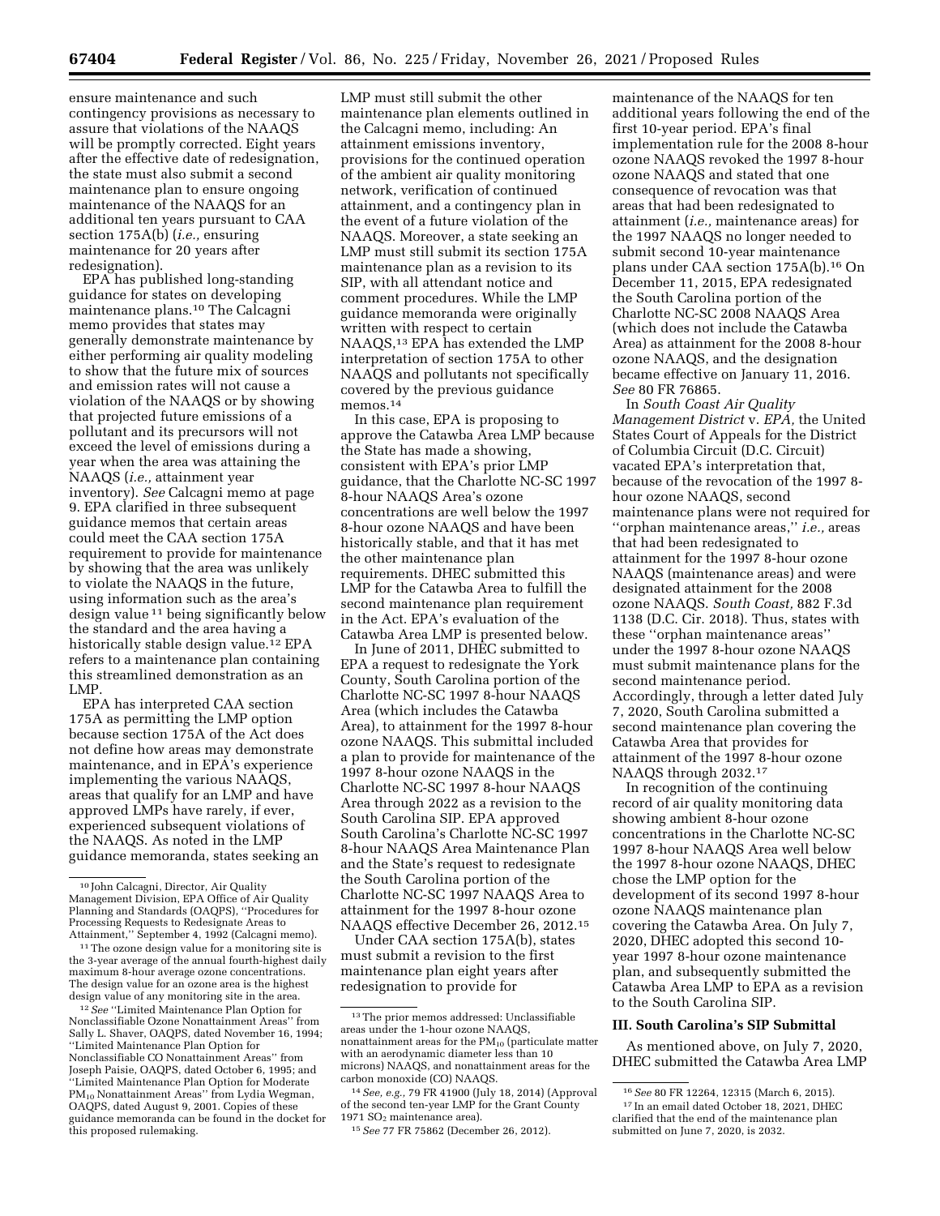ensure maintenance and such contingency provisions as necessary to assure that violations of the NAAQS will be promptly corrected. Eight years after the effective date of redesignation, the state must also submit a second maintenance plan to ensure ongoing maintenance of the NAAQS for an additional ten years pursuant to CAA section 175A(b) (*i.e.,* ensuring maintenance for 20 years after redesignation).

EPA has published long-standing guidance for states on developing maintenance plans.[10] The Calcagni memo provides that states may generally demonstrate maintenance by either performing air quality modeling to show that the future mix of sources and emission rates will not cause a violation of the NAAQS or by showing that projected future emissions of a pollutant and its precursors will not exceed the level of emissions during a year when the area was attaining the NAAQS (*i.e.,* attainment year inventory). *See* Calcagni memo at page 9. EPA clarified in three subsequent guidance memos that certain areas could meet the CAA section 175A requirement to provide for maintenance by showing that the area was unlikely to violate the NAAQS in the future, using information such as the area's design value[11] being significantly below the standard and the area having a historically stable design value.[12] EPA refers to a maintenance plan containing this streamlined demonstration as an LMP.

EPA has interpreted CAA section 175A as permitting the LMP option because section 175A of the Act does not define how areas may demonstrate maintenance, and in EPA's experience implementing the various NAAQS, areas that qualify for an LMP and have approved LMPs have rarely, if ever, experienced subsequent violations of the NAAQS. As noted in the LMP guidance memoranda, states seeking an LMP must still submit the other maintenance plan elements outlined in the Calcagni memo, including: An attainment emissions inventory, provisions for the continued operation of the ambient air quality monitoring network, verification of continued attainment, and a contingency plan in the event of a future violation of the NAAQS. Moreover, a state seeking an LMP must still submit its section 175A maintenance plan as a revision to its SIP, with all attendant notice and comment procedures. While the LMP guidance memoranda were originally written with respect to certain NAAQS,[13] EPA has extended the LMP interpretation of section 175A to other NAAQS and pollutants not specifically covered by the previous guidance memos.[14]

In this case, EPA is proposing to approve the Catawba Area LMP because the State has made a showing, consistent with EPA's prior LMP guidance, that the Charlotte NC-SC 1997 8-hour NAAQS Area's ozone concentrations are well below the 1997 8-hour ozone NAAQS and have been historically stable, and that it has met the other maintenance plan requirements. DHEC submitted this LMP for the Catawba Area to fulfill the second maintenance plan requirement in the Act. EPA's evaluation of the Catawba Area LMP is presented below.

In June of 2011, DHEC submitted to EPA a request to redesignate the York County, South Carolina portion of the Charlotte NC-SC 1997 8-hour NAAQS Area (which includes the Catawba Area), to attainment for the 1997 8-hour ozone NAAQS. This submittal included a plan to provide for maintenance of the 1997 8-hour ozone NAAQS in the Charlotte NC-SC 1997 8-hour NAAQS Area through 2022 as a revision to the South Carolina SIP. EPA approved South Carolina's Charlotte NC-SC 1997 8-hour NAAQS Area Maintenance Plan and the State's request to redesignate the South Carolina portion of the Charlotte NC-SC 1997 NAAQS Area to attainment for the 1997 8-hour ozone NAAQS effective December 26, 2012.[15]

Under CAA section 175A(b), states must submit a revision to the first maintenance plan eight years after redesignation to provide for maintenance of the NAAQS for ten additional years following the end of the first 10-year period. EPA's final implementation rule for the 2008 8-hour ozone NAAQS revoked the 1997 8-hour ozone NAAQS and stated that one consequence of revocation was that areas that had been redesignated to attainment (*i.e.,* maintenance areas) for the 1997 NAAQS no longer needed to submit second 10-year maintenance plans under CAA section 175A(b).[16] On December 11, 2015, EPA redesignated the South Carolina portion of the Charlotte NC-SC 2008 NAAQS Area (which does not include the Catawba Area) as attainment for the 2008 8-hour ozone NAAQS, and the designation became effective on January 11, 2016. *See* 80 FR 76865.

In *South Coast Air Quality Management District* v. *EPA,* the United States Court of Appeals for the District of Columbia Circuit (D.C. Circuit) vacated EPA's interpretation that, because of the revocation of the 1997 8-hour ozone NAAQS, second maintenance plans were not required for ''orphan maintenance areas,'' *i.e.,* areas that had been redesignated to attainment for the 1997 8-hour ozone NAAQS (maintenance areas) and were designated attainment for the 2008 ozone NAAQS. *South Coast,* 882 F.3d 1138 (D.C. Cir. 2018). Thus, states with these ''orphan maintenance areas'' under the 1997 8-hour ozone NAAQS must submit maintenance plans for the second maintenance period. Accordingly, through a letter dated July 7, 2020, South Carolina submitted a second maintenance plan covering the Catawba Area that provides for attainment of the 1997 8-hour ozone NAAQS through 2032.[17]

In recognition of the continuing record of air quality monitoring data showing ambient 8-hour ozone concentrations in the Charlotte NC-SC 1997 8-hour NAAQS Area well below the 1997 8-hour ozone NAAQS, DHEC chose the LMP option for the development of its second 1997 8-hour ozone NAAQS maintenance plan covering the Catawba Area. On July 7, 2020, DHEC adopted this second 10-year 1997 8-hour ozone maintenance plan, and subsequently submitted the Catawba Area LMP to EPA as a revision to the South Carolina SIP.

### III. South Carolina's SIP Submittal

As mentioned above, on July 7, 2020, DHEC submitted the Catawba Area LMP

---

[10] John Calcagni, Director, Air Quality Management Division, EPA Office of Air Quality Planning and Standards (OAQPS), ''Procedures for Processing Requests to Redesignate Areas to Attainment,'' September 4, 1992 (Calcagni memo).

[11] The ozone design value for a monitoring site is the 3-year average of the annual fourth-highest daily maximum 8-hour average ozone concentrations. The design value for an ozone area is the highest design value of any monitoring site in the area.

[12] *See* ''Limited Maintenance Plan Option for Nonclassifiable Ozone Nonattainment Areas'' from Sally L. Shaver, OAQPS, dated November 16, 1994; ''Limited Maintenance Plan Option for Nonclassifiable CO Nonattainment Areas'' from Joseph Paisie, OAQPS, dated October 6, 1995; and ''Limited Maintenance Plan Option for Moderate $PM_{10}$ Nonattainment Areas'' from Lydia Wegman, OAQPS, dated August 9, 2001. Copies of these guidance memoranda can be found in the docket for this proposed rulemaking.

[13] The prior memos addressed: Unclassifiable areas under the 1-hour ozone NAAQS, nonattainment areas for the $PM_{10}$ (particulate matter with an aerodynamic diameter less than 10 microns) NAAQS, and nonattainment areas for the carbon monoxide (CO) NAAQS.

[14] *See, e.g.,* 79 FR 41900 (July 18, 2014) (Approval of the second ten-year LMP for the Grant County 1971 $SO_2$ maintenance area).

[15] *See* 77 FR 75862 (December 26, 2012).

[16] *See* 80 FR 12264, 12315 (March 6, 2015).

[17] In an email dated October 18, 2021, DHEC clarified that the end of the maintenance plan submitted on June 7, 2020, is 2032.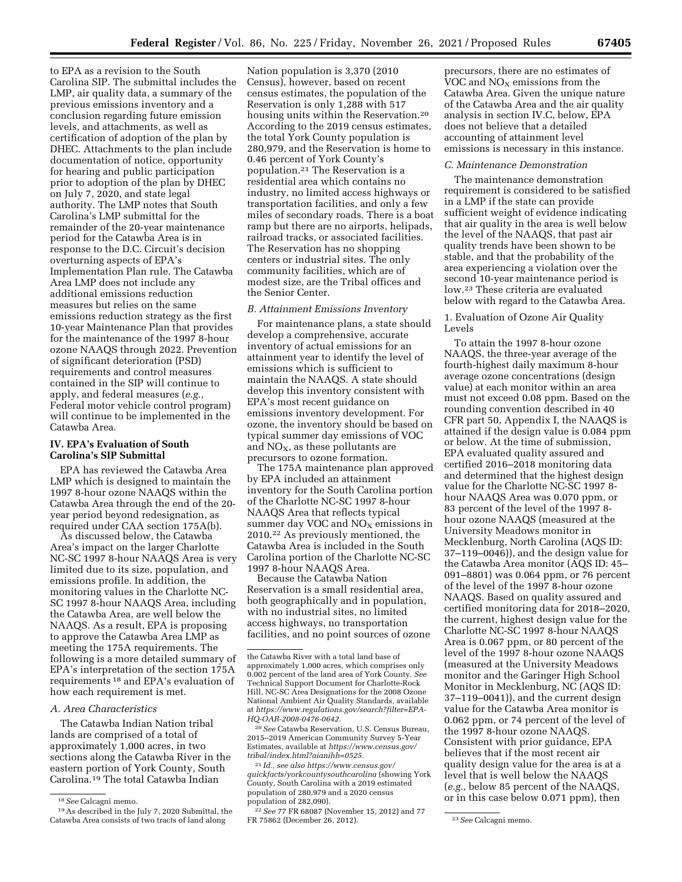to EPA as a revision to the South Carolina SIP. The submittal includes the LMP, air quality data, a summary of the previous emissions inventory and a conclusion regarding future emission levels, and attachments, as well as certification of adoption of the plan by DHEC. Attachments to the plan include documentation of notice, opportunity for hearing and public participation prior to adoption of the plan by DHEC on July 7, 2020, and state legal authority. The LMP notes that South Carolina's LMP submittal for the remainder of the 20-year maintenance period for the Catawba Area is in response to the D.C. Circuit's decision overturning aspects of EPA's Implementation Plan rule. The Catawba Area LMP does not include any additional emissions reduction measures but relies on the same emissions reduction strategy as the first 10-year Maintenance Plan that provides for the maintenance of the 1997 8-hour ozone NAAQS through 2022. Prevention of significant deterioration (PSD) requirements and control measures contained in the SIP will continue to apply, and federal measures (*e.g.,* Federal motor vehicle control program) will continue to be implemented in the Catawba Area.

## IV. EPA's Evaluation of South Carolina's SIP Submittal

EPA has reviewed the Catawba Area LMP which is designed to maintain the 1997 8-hour ozone NAAQS within the Catawba Area through the end of the 20-year period beyond redesignation, as required under CAA section 175A(b).

As discussed below, the Catawba Area's impact on the larger Charlotte NC-SC 1997 8-hour NAAQS Area is very limited due to its size, population, and emissions profile. In addition, the monitoring values in the Charlotte NC-SC 1997 8-hour NAAQS Area, including the Catawba Area, are well below the NAAQS. As a result, EPA is proposing to approve the Catawba Area LMP as meeting the 175A requirements. The following is a more detailed summary of EPA's interpretation of the section 175A requirements [18] and EPA's evaluation of how each requirement is met.

### A. Area Characteristics

The Catawba Indian Nation tribal lands are comprised of a total of approximately 1,000 acres, in two sections along the Catawba River in the eastern portion of York County, South Carolina.[19] The total Catawba Indian Nation population is 3,370 (2010 Census), however, based on recent census estimates, the population of the Reservation is only 1,288 with 517 housing units within the Reservation.[20] According to the 2019 census estimates, the total York County population is 280,979, and the Reservation is home to 0.46 percent of York County's population.[21] The Reservation is a residential area which contains no industry, no limited access highways or transportation facilities, and only a few miles of secondary roads. There is a boat ramp but there are no airports, helipads, railroad tracks, or associated facilities. The Reservation has no shopping centers or industrial sites. The only community facilities, which are of modest size, are the Tribal offices and the Senior Center.

### B. Attainment Emissions Inventory

For maintenance plans, a state should develop a comprehensive, accurate inventory of actual emissions for an attainment year to identify the level of emissions which is sufficient to maintain the NAAQS. A state should develop this inventory consistent with EPA's most recent guidance on emissions inventory development. For ozone, the inventory should be based on typical summer day emissions of VOC and $NO_X$, as these pollutants are precursors to ozone formation.

The 175A maintenance plan approved by EPA included an attainment inventory for the South Carolina portion of the Charlotte NC-SC 1997 8-hour NAAQS Area that reflects typical summer day VOC and $NO_X$ emissions in 2010.[22] As previously mentioned, the Catawba Area is included in the South Carolina portion of the Charlotte NC-SC 1997 8-hour NAAQS Area.

Because the Catawba Nation Reservation is a small residential area, both geographically and in population, with no industrial sites, no limited access highways, no transportation facilities, and no point sources of ozone precursors, there are no estimates of VOC and $NO_X$ emissions from the Catawba Area. Given the unique nature of the Catawba Area and the air quality analysis in section IV.C, below, EPA does not believe that a detailed accounting of attainment level emissions is necessary in this instance.

### C. Maintenance Demonstration

The maintenance demonstration requirement is considered to be satisfied in a LMP if the state can provide sufficient weight of evidence indicating that air quality in the area is well below the level of the NAAQS, that past air quality trends have been shown to be stable, and that the probability of the area experiencing a violation over the second 10-year maintenance period is low.[23] These criteria are evaluated below with regard to the Catawba Area.

#### 1. Evaluation of Ozone Air Quality Levels

To attain the 1997 8-hour ozone NAAQS, the three-year average of the fourth-highest daily maximum 8-hour average ozone concentrations (design value) at each monitor within an area must not exceed 0.08 ppm. Based on the rounding convention described in 40 CFR part 50, Appendix I, the NAAQS is attained if the design value is 0.084 ppm or below. At the time of submission, EPA evaluated quality assured and certified 2016–2018 monitoring data and determined that the highest design value for the Charlotte NC-SC 1997 8-hour NAAQS Area was 0.070 ppm, or 83 percent of the level of the 1997 8-hour ozone NAAQS (measured at the University Meadows monitor in Mecklenburg, North Carolina (AQS ID: 37–119–0046)), and the design value for the Catawba Area monitor (AQS ID: 45–091–8801) was 0.064 ppm, or 76 percent of the level of the 1997 8-hour ozone NAAQS. Based on quality assured and certified monitoring data for 2018–2020, the current, highest design value for the Charlotte NC-SC 1997 8-hour NAAQS Area is 0.067 ppm, or 80 percent of the level of the 1997 8-hour ozone NAAQS (measured at the University Meadows monitor and the Garinger High School Monitor in Mecklenburg, NC (AQS ID: 37–119–0041)), and the current design value for the Catawba Area monitor is 0.062 ppm, or 74 percent of the level of the 1997 8-hour ozone NAAQS. Consistent with prior guidance, EPA believes that if the most recent air quality design value for the area is at a level that is well below the NAAQS (*e.g.,* below 85 percent of the NAAQS, or in this case below 0.071 ppm), then

---

[18] *See* Calcagni memo.

[19] As described in the July 7, 2020 Submittal, the Catawba Area consists of two tracts of land along the Catawba River with a total land base of approximately 1,000 acres, which comprises only 0.002 percent of the land area of York County. *See* Technical Support Document for Charlotte-Rock Hill, NC-SC Area Designations for the 2008 Ozone National Ambient Air Quality Standards, available at *https://www.regulations.gov/search?filter=EPA-HQ-OAR-2008-0476-0642.*

[20] *See* Catawba Reservation, U.S. Census Bureau, 2015–2019 American Community Survey 5-Year Estimates, available at *https://www.census.gov/tribal/index.html?aianihh=0525.*

[21] *Id., see also https://www.census.gov/quickfacts/yorkcountysouthcarolina* (showing York County, South Carolina with a 2019 estimated population of 280,979 and a 2020 census population of 282,090).

[22] *See* 77 FR 68087 (November 15, 2012) and 77 FR 75862 (December 26, 2012).

[23] *See* Calcagni memo.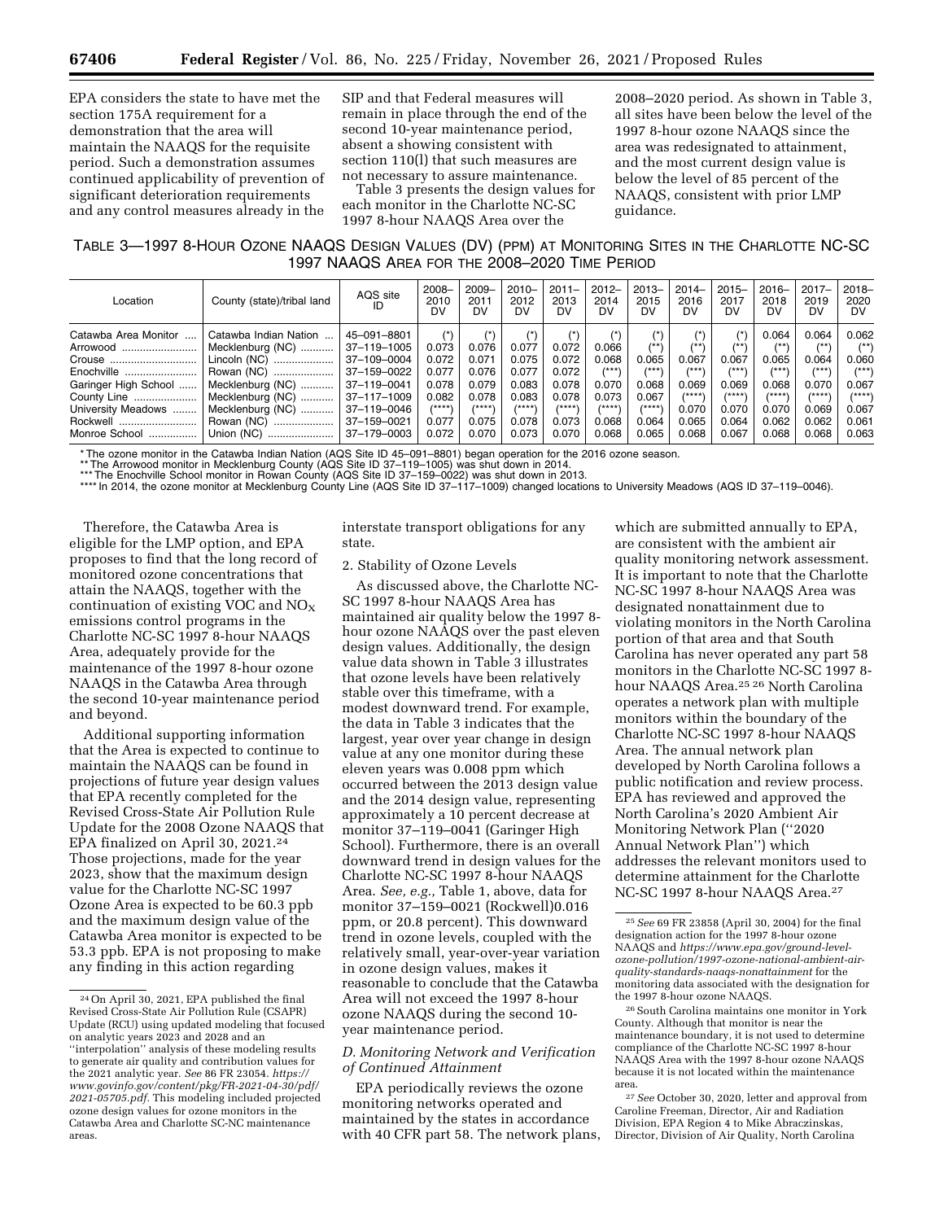EPA considers the state to have met the section 175A requirement for a demonstration that the area will maintain the NAAQS for the requisite period. Such a demonstration assumes continued applicability of prevention of significant deterioration requirements and any control measures already in the SIP and that Federal measures will remain in place through the end of the second 10-year maintenance period, absent a showing consistent with section 110(l) that such measures are not necessary to assure maintenance.

Table 3 presents the design values for each monitor in the Charlotte NC-SC 1997 8-hour NAAQS Area over the 2008–2020 period. As shown in Table 3, all sites have been below the level of the 1997 8-hour ozone NAAQS since the area was redesignated to attainment, and the most current design value is below the level of 85 percent of the NAAQS, consistent with prior LMP guidance.

TABLE 3—1997 8-HOUR OZONE NAAQS DESIGN VALUES (DV) (PPM) AT MONITORING SITES IN THE CHARLOTTE NC-SC 1997 NAAQS AREA FOR THE 2008–2020 TIME PERIOD

| Location | County (state)/tribal land | AQS site ID | 2008–2010 DV | 2009–2011 DV | 2010–2012 DV | 2011–2013 DV | 2012–2014 DV | 2013–2015 DV | 2014–2016 DV | 2015–2017 DV | 2016–2018 DV | 2017–2019 DV | 2018–2020 DV |
|---|---|---|---|---|---|---|---|---|---|---|---|---|---|
| Catawba Area Monitor | Catawba Indian Nation | 45–091–8801 | (*) | (*) | (*) | (*) | (*) | (*) | (*) | (*) | 0.064 | 0.064 | 0.062 |
| Arrowood | Mecklenburg (NC) | 37–119–1005 | 0.073 | 0.076 | 0.077 | 0.072 | 0.066 | (**) | (**) | (**) | (**) | (**) | (**) |
| Crouse | Lincoln (NC) | 37–109–0004 | 0.072 | 0.071 | 0.075 | 0.072 | 0.068 | 0.065 | 0.067 | 0.067 | 0.065 | 0.064 | 0.060 |
| Enochville | Rowan (NC) | 37–159–0022 | 0.077 | 0.076 | 0.077 | 0.072 | (***) | (***) | (***) | (***) | (***) | (***) | (***) |
| Garinger High School | Mecklenburg (NC) | 37–119–0041 | 0.078 | 0.079 | 0.083 | 0.078 | 0.070 | 0.068 | 0.069 | 0.069 | 0.068 | 0.070 | 0.067 |
| County Line | Mecklenburg (NC) | 37–117–1009 | 0.082 | 0.078 | 0.083 | 0.078 | 0.073 | 0.067 | (****) | (****) | (****) | (****) | (****) |
| University Meadows | Mecklenburg (NC) | 37–119–0046 | (****) | (****) | (****) | (****) | (****) | (****) | 0.070 | 0.070 | 0.070 | 0.069 | 0.067 |
| Rockwell | Rowan (NC) | 37–159–0021 | 0.077 | 0.075 | 0.078 | 0.073 | 0.068 | 0.064 | 0.065 | 0.064 | 0.062 | 0.062 | 0.061 |
| Monroe School | Union (NC) | 37–179–0003 | 0.072 | 0.070 | 0.073 | 0.070 | 0.068 | 0.065 | 0.068 | 0.067 | 0.068 | 0.068 | 0.063 |

* The ozone monitor in the Catawba Indian Nation (AQS Site ID 45–091–8801) began operation for the 2016 ozone season.
** The Arrowood monitor in Mecklenburg County (AQS Site ID 37–119–1005) was shut down in 2014.
*** The Enochville School monitor in Rowan County (AQS Site ID 37–159–0022) was shut down in 2013.
**** In 2014, the ozone monitor at Mecklenburg County Line (AQS Site ID 37–117–1009) changed locations to University Meadows (AQS ID 37–119–0046).

Therefore, the Catawba Area is eligible for the LMP option, and EPA proposes to find that the long record of monitored ozone concentrations that attain the NAAQS, together with the continuation of existing VOC and $NO_X$ emissions control programs in the Charlotte NC-SC 1997 8-hour NAAQS Area, adequately provide for the maintenance of the 1997 8-hour ozone NAAQS in the Catawba Area through the second 10-year maintenance period and beyond.

Additional supporting information that the Area is expected to continue to maintain the NAAQS can be found in projections of future year design values that EPA recently completed for the Revised Cross-State Air Pollution Rule Update for the 2008 Ozone NAAQS that EPA finalized on April 30, 2021.[24] Those projections, made for the year 2023, show that the maximum design value for the Charlotte NC-SC 1997 Ozone Area is expected to be 60.3 ppb and the maximum design value of the Catawba Area monitor is expected to be 53.3 ppb. EPA is not proposing to make any finding in this action regarding interstate transport obligations for any state.

2. Stability of Ozone Levels

As discussed above, the Charlotte NC-SC 1997 8-hour NAAQS Area has maintained air quality below the 1997 8-hour ozone NAAQS over the past eleven design values. Additionally, the design value data shown in Table 3 illustrates that ozone levels have been relatively stable over this timeframe, with a modest downward trend. For example, the data in Table 3 indicates that the largest, year over year change in design value at any one monitor during these eleven years was 0.008 ppm which occurred between the 2013 design value and the 2014 design value, representing approximately a 10 percent decrease at monitor 37–119–0041 (Garinger High School). Furthermore, there is an overall downward trend in design values for the Charlotte NC-SC 1997 8-hour NAAQS Area. *See, e.g.,* Table 1, above, data for monitor 37–159–0021 (Rockwell)0.016 ppm, or 20.8 percent). This downward trend in ozone levels, coupled with the relatively small, year-over-year variation in ozone design values, makes it reasonable to conclude that the Catawba Area will not exceed the 1997 8-hour ozone NAAQS during the second 10-year maintenance period.

*D. Monitoring Network and Verification of Continued Attainment*

EPA periodically reviews the ozone monitoring networks operated and maintained by the states in accordance with 40 CFR part 58. The network plans, which are submitted annually to EPA, are consistent with the ambient air quality monitoring network assessment. It is important to note that the Charlotte NC-SC 1997 8-hour NAAQS Area was designated nonattainment due to violating monitors in the North Carolina portion of that area and that South Carolina has never operated any part 58 monitors in the Charlotte NC-SC 1997 8-hour NAAQS Area.[25] [26] North Carolina operates a network plan with multiple monitors within the boundary of the Charlotte NC-SC 1997 8-hour NAAQS Area. The annual network plan developed by North Carolina follows a public notification and review process. EPA has reviewed and approved the North Carolina's 2020 Ambient Air Monitoring Network Plan ("2020 Annual Network Plan") which addresses the relevant monitors used to determine attainment for the Charlotte NC-SC 1997 8-hour NAAQS Area.[27]

---

[24] On April 30, 2021, EPA published the final Revised Cross-State Air Pollution Rule (CSAPR) Update (RCU) using updated modeling that focused on analytic years 2023 and 2028 and an "interpolation" analysis of these modeling results to generate air quality and contribution values for the 2021 analytic year. *See* 86 FR 23054. *https://www.govinfo.gov/content/pkg/FR-2021-04-30/pdf/2021-05705.pdf.* This modeling included projected ozone design values for ozone monitors in the Catawba Area and Charlotte SC-NC maintenance areas.

[25] *See* 69 FR 23858 (April 30, 2004) for the final designation action for the 1997 8-hour ozone NAAQS and *https://www.epa.gov/ground-level-ozone-pollution/1997-ozone-national-ambient-air-quality-standards-naaqs-nonattainment* for the monitoring data associated with the designation for the 1997 8-hour ozone NAAQS.

[26] South Carolina maintains one monitor in York County. Although that monitor is near the maintenance boundary, it is not used to determine compliance of the Charlotte NC-SC 1997 8-hour NAAQS Area with the 1997 8-hour ozone NAAQS because it is not located within the maintenance area.

[27] *See* October 30, 2020, letter and approval from Caroline Freeman, Director, Air and Radiation Division, EPA Region 4 to Mike Abraczinskas, Director, Division of Air Quality, North Carolina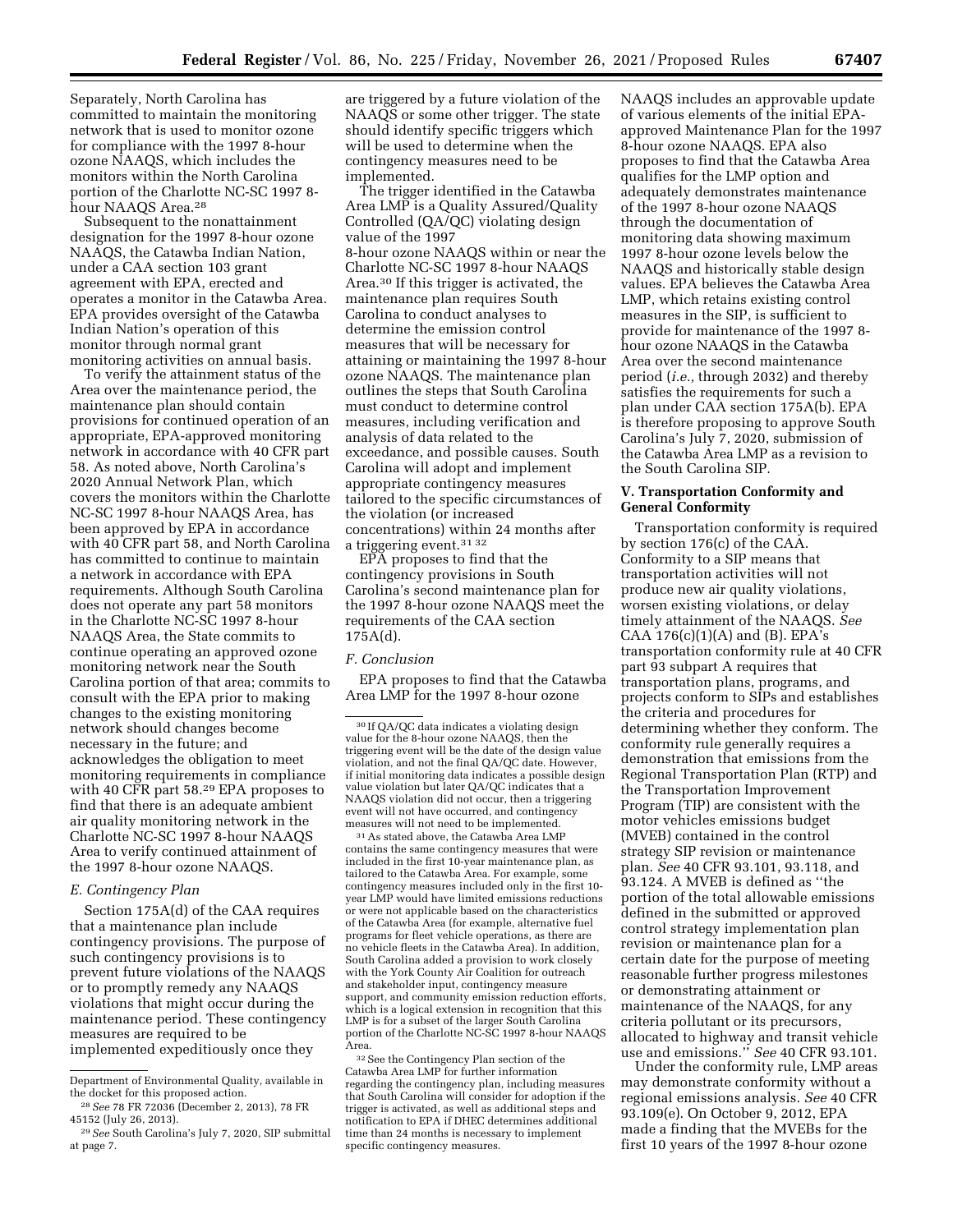Separately, North Carolina has committed to maintain the monitoring network that is used to monitor ozone for compliance with the 1997 8-hour ozone NAAQS, which includes the monitors within the North Carolina portion of the Charlotte NC-SC 1997 8-hour NAAQS Area.[28]

Subsequent to the nonattainment designation for the 1997 8-hour ozone NAAQS, the Catawba Indian Nation, under a CAA section 103 grant agreement with EPA, erected and operates a monitor in the Catawba Area. EPA provides oversight of the Catawba Indian Nation's operation of this monitor through normal grant monitoring activities on annual basis.

To verify the attainment status of the Area over the maintenance period, the maintenance plan should contain provisions for continued operation of an appropriate, EPA-approved monitoring network in accordance with 40 CFR part 58. As noted above, North Carolina's 2020 Annual Network Plan, which covers the monitors within the Charlotte NC-SC 1997 8-hour NAAQS Area, has been approved by EPA in accordance with 40 CFR part 58, and North Carolina has committed to continue to maintain a network in accordance with EPA requirements. Although South Carolina does not operate any part 58 monitors in the Charlotte NC-SC 1997 8-hour NAAQS Area, the State commits to continue operating an approved ozone monitoring network near the South Carolina portion of that area; commits to consult with the EPA prior to making changes to the existing monitoring network should changes become necessary in the future; and acknowledges the obligation to meet monitoring requirements in compliance with 40 CFR part 58.[29] EPA proposes to find that there is an adequate ambient air quality monitoring network in the Charlotte NC-SC 1997 8-hour NAAQS Area to verify continued attainment of the 1997 8-hour ozone NAAQS.

### E. Contingency Plan

Section 175A(d) of the CAA requires that a maintenance plan include contingency provisions. The purpose of such contingency provisions is to prevent future violations of the NAAQS or to promptly remedy any NAAQS violations that might occur during the maintenance period. These contingency measures are required to be implemented expeditiously once they are triggered by a future violation of the NAAQS or some other trigger. The state should identify specific triggers which will be used to determine when the contingency measures need to be implemented.

The trigger identified in the Catawba Area LMP is a Quality Assured/Quality Controlled (QA/QC) violating design value of the 1997 8-hour ozone NAAQS within or near the Charlotte NC-SC 1997 8-hour NAAQS Area.[30] If this trigger is activated, the maintenance plan requires South Carolina to conduct analyses to determine the emission control measures that will be necessary for attaining or maintaining the 1997 8-hour ozone NAAQS. The maintenance plan outlines the steps that South Carolina must conduct to determine control measures, including verification and analysis of data related to the exceedance, and possible causes. South Carolina will adopt and implement appropriate contingency measures tailored to the specific circumstances of the violation (or increased concentrations) within 24 months after a triggering event.[31] [32]

EPA proposes to find that the contingency provisions in South Carolina's second maintenance plan for the 1997 8-hour ozone NAAQS meet the requirements of the CAA section 175A(d).

### F. Conclusion

EPA proposes to find that the Catawba Area LMP for the 1997 8-hour ozone NAAQS includes an approvable update of various elements of the initial EPA-approved Maintenance Plan for the 1997 8-hour ozone NAAQS. EPA also proposes to find that the Catawba Area qualifies for the LMP option and adequately demonstrates maintenance of the 1997 8-hour ozone NAAQS through the documentation of monitoring data showing maximum 1997 8-hour ozone levels below the NAAQS and historically stable design values. EPA believes the Catawba Area LMP, which retains existing control measures in the SIP, is sufficient to provide for maintenance of the 1997 8-hour ozone NAAQS in the Catawba Area over the second maintenance period (*i.e.,* through 2032) and thereby satisfies the requirements for such a plan under CAA section 175A(b). EPA is therefore proposing to approve South Carolina's July 7, 2020, submission of the Catawba Area LMP as a revision to the South Carolina SIP.

## V. Transportation Conformity and General Conformity

Transportation conformity is required by section 176(c) of the CAA. Conformity to a SIP means that transportation activities will not produce new air quality violations, worsen existing violations, or delay timely attainment of the NAAQS. *See* CAA 176(c)(1)(A) and (B). EPA's transportation conformity rule at 40 CFR part 93 subpart A requires that transportation plans, programs, and projects conform to SIPs and establishes the criteria and procedures for determining whether they conform. The conformity rule generally requires a demonstration that emissions from the Regional Transportation Plan (RTP) and the Transportation Improvement Program (TIP) are consistent with the motor vehicles emissions budget (MVEB) contained in the control strategy SIP revision or maintenance plan. *See* 40 CFR 93.101, 93.118, and 93.124. A MVEB is defined as "the portion of the total allowable emissions defined in the submitted or approved control strategy implementation plan revision or maintenance plan for a certain date for the purpose of meeting reasonable further progress milestones or demonstrating attainment or maintenance of the NAAQS, for any criteria pollutant or its precursors, allocated to highway and transit vehicle use and emissions." *See* 40 CFR 93.101.

Under the conformity rule, LMP areas may demonstrate conformity without a regional emissions analysis. *See* 40 CFR 93.109(e). On October 9, 2012, EPA made a finding that the MVEBs for the first 10 years of the 1997 8-hour ozone

---

Department of Environmental Quality, available in the docket for this proposed action.

[28] *See* 78 FR 72036 (December 2, 2013), 78 FR 45152 (July 26, 2013).

[29] *See* South Carolina's July 7, 2020, SIP submittal at page 7.

[30] If QA/QC data indicates a violating design value for the 8-hour ozone NAAQS, then the triggering event will be the date of the design value violation, and not the final QA/QC date. However, if initial monitoring data indicates a possible design value violation but later QA/QC indicates that a NAAQS violation did not occur, then a triggering event will not have occurred, and contingency measures will not need to be implemented.

[31] As stated above, the Catawba Area LMP contains the same contingency measures that were included in the first 10-year maintenance plan, as tailored to the Catawba Area. For example, some contingency measures included only in the first 10-year LMP would have limited emissions reductions or were not applicable based on the characteristics of the Catawba Area (for example, alternative fuel programs for fleet vehicle operations, as there are no vehicle fleets in the Catawba Area). In addition, South Carolina added a provision to work closely with the York County Air Coalition for outreach and stakeholder input, contingency measure support, and community emission reduction efforts, which is a logical extension in recognition that this LMP is for a subset of the larger South Carolina portion of the Charlotte NC-SC 1997 8-hour NAAQS Area.

[32] See the Contingency Plan section of the Catawba Area LMP for further information regarding the contingency plan, including measures that South Carolina will consider for adoption if the trigger is activated, as well as additional steps and notification to EPA if DHEC determines additional time than 24 months is necessary to implement specific contingency measures.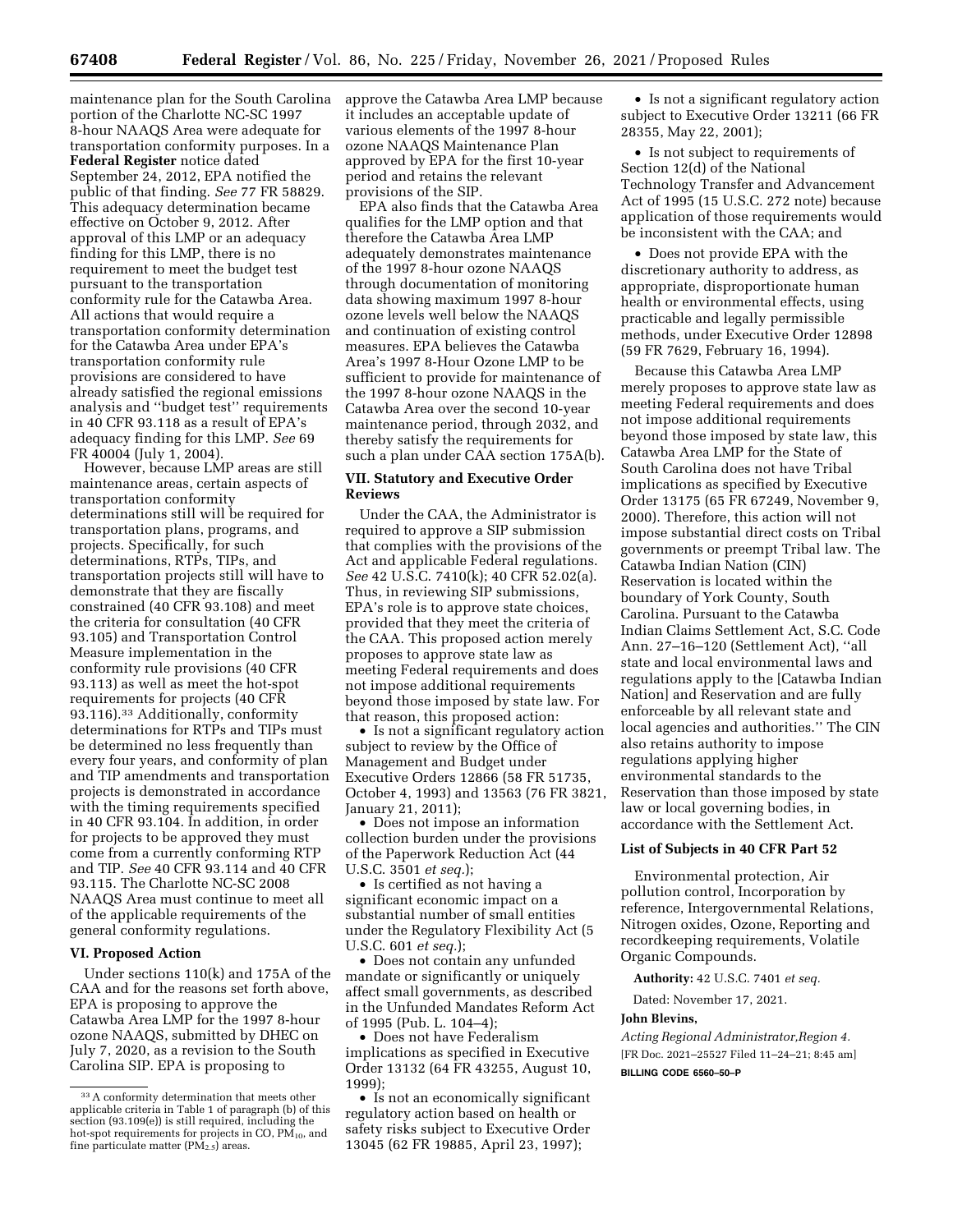maintenance plan for the South Carolina portion of the Charlotte NC-SC 1997 8-hour NAAQS Area were adequate for transportation conformity purposes. In a **Federal Register** notice dated September 24, 2012, EPA notified the public of that finding. *See* 77 FR 58829. This adequacy determination became effective on October 9, 2012. After approval of this LMP or an adequacy finding for this LMP, there is no requirement to meet the budget test pursuant to the transportation conformity rule for the Catawba Area. All actions that would require a transportation conformity determination for the Catawba Area under EPA's transportation conformity rule provisions are considered to have already satisfied the regional emissions analysis and ''budget test'' requirements in 40 CFR 93.118 as a result of EPA's adequacy finding for this LMP. *See* 69 FR 40004 (July 1, 2004).

However, because LMP areas are still maintenance areas, certain aspects of transportation conformity determinations still will be required for transportation plans, programs, and projects. Specifically, for such determinations, RTPs, TIPs, and transportation projects still will have to demonstrate that they are fiscally constrained (40 CFR 93.108) and meet the criteria for consultation (40 CFR 93.105) and Transportation Control Measure implementation in the conformity rule provisions (40 CFR 93.113) as well as meet the hot-spot requirements for projects (40 CFR 93.116).[33] Additionally, conformity determinations for RTPs and TIPs must be determined no less frequently than every four years, and conformity of plan and TIP amendments and transportation projects is demonstrated in accordance with the timing requirements specified in 40 CFR 93.104. In addition, in order for projects to be approved they must come from a currently conforming RTP and TIP. *See* 40 CFR 93.114 and 40 CFR 93.115. The Charlotte NC-SC 2008 NAAQS Area must continue to meet all of the applicable requirements of the general conformity regulations.

## VI. Proposed Action

Under sections 110(k) and 175A of the CAA and for the reasons set forth above, EPA is proposing to approve the Catawba Area LMP for the 1997 8-hour ozone NAAQS, submitted by DHEC on July 7, 2020, as a revision to the South Carolina SIP. EPA is proposing to approve the Catawba Area LMP because it includes an acceptable update of various elements of the 1997 8-hour ozone NAAQS Maintenance Plan approved by EPA for the first 10-year period and retains the relevant provisions of the SIP.

EPA also finds that the Catawba Area qualifies for the LMP option and that therefore the Catawba Area LMP adequately demonstrates maintenance of the 1997 8-hour ozone NAAQS through documentation of monitoring data showing maximum 1997 8-hour ozone levels well below the NAAQS and continuation of existing control measures. EPA believes the Catawba Area's 1997 8-Hour Ozone LMP to be sufficient to provide for maintenance of the 1997 8-hour ozone NAAQS in the Catawba Area over the second 10-year maintenance period, through 2032, and thereby satisfy the requirements for such a plan under CAA section 175A(b).

## VII. Statutory and Executive Order Reviews

Under the CAA, the Administrator is required to approve a SIP submission that complies with the provisions of the Act and applicable Federal regulations. *See* 42 U.S.C. 7410(k); 40 CFR 52.02(a). Thus, in reviewing SIP submissions, EPA's role is to approve state choices, provided that they meet the criteria of the CAA. This proposed action merely proposes to approve state law as meeting Federal requirements and does not impose additional requirements beyond those imposed by state law. For that reason, this proposed action:

- Is not a significant regulatory action subject to review by the Office of Management and Budget under Executive Orders 12866 (58 FR 51735, October 4, 1993) and 13563 (76 FR 3821, January 21, 2011);
- Does not impose an information collection burden under the provisions of the Paperwork Reduction Act (44 U.S.C. 3501 *et seq.*);
- Is certified as not having a significant economic impact on a substantial number of small entities under the Regulatory Flexibility Act (5 U.S.C. 601 *et seq.*);
- Does not contain any unfunded mandate or significantly or uniquely affect small governments, as described in the Unfunded Mandates Reform Act of 1995 (Pub. L. 104–4);
- Does not have Federalism implications as specified in Executive Order 13132 (64 FR 43255, August 10, 1999);
- Is not an economically significant regulatory action based on health or safety risks subject to Executive Order 13045 (62 FR 19885, April 23, 1997);
- Is not a significant regulatory action subject to Executive Order 13211 (66 FR 28355, May 22, 2001);
- Is not subject to requirements of Section 12(d) of the National Technology Transfer and Advancement Act of 1995 (15 U.S.C. 272 note) because application of those requirements would be inconsistent with the CAA; and
- Does not provide EPA with the discretionary authority to address, as appropriate, disproportionate human health or environmental effects, using practicable and legally permissible methods, under Executive Order 12898 (59 FR 7629, February 16, 1994).

Because this Catawba Area LMP merely proposes to approve state law as meeting Federal requirements and does not impose additional requirements beyond those imposed by state law, this Catawba Area LMP for the State of South Carolina does not have Tribal implications as specified by Executive Order 13175 (65 FR 67249, November 9, 2000). Therefore, this action will not impose substantial direct costs on Tribal governments or preempt Tribal law. The Catawba Indian Nation (CIN) Reservation is located within the boundary of York County, South Carolina. Pursuant to the Catawba Indian Claims Settlement Act, S.C. Code Ann. 27–16–120 (Settlement Act), ''all state and local environmental laws and regulations apply to the [Catawba Indian Nation] and Reservation and are fully enforceable by all relevant state and local agencies and authorities.'' The CIN also retains authority to impose regulations applying higher environmental standards to the Reservation than those imposed by state law or local governing bodies, in accordance with the Settlement Act.

### List of Subjects in 40 CFR Part 52

Environmental protection, Air pollution control, Incorporation by reference, Intergovernmental Relations, Nitrogen oxides, Ozone, Reporting and recordkeeping requirements, Volatile Organic Compounds.

**Authority:** 42 U.S.C. 7401 *et seq.*

Dated: November 17, 2021.

**John Blevins,**

*Acting Regional Administrator, Region 4.*

[FR Doc. 2021–25527 Filed 11–24–21; 8:45 am]

**BILLING CODE 6560–50–P**

---

[33] A conformity determination that meets other applicable criteria in Table 1 of paragraph (b) of this section (93.109(e)) is still required, including the hot-spot requirements for projects in CO, $PM_{10}$, and fine particulate matter ($PM_{2.5}$) areas.